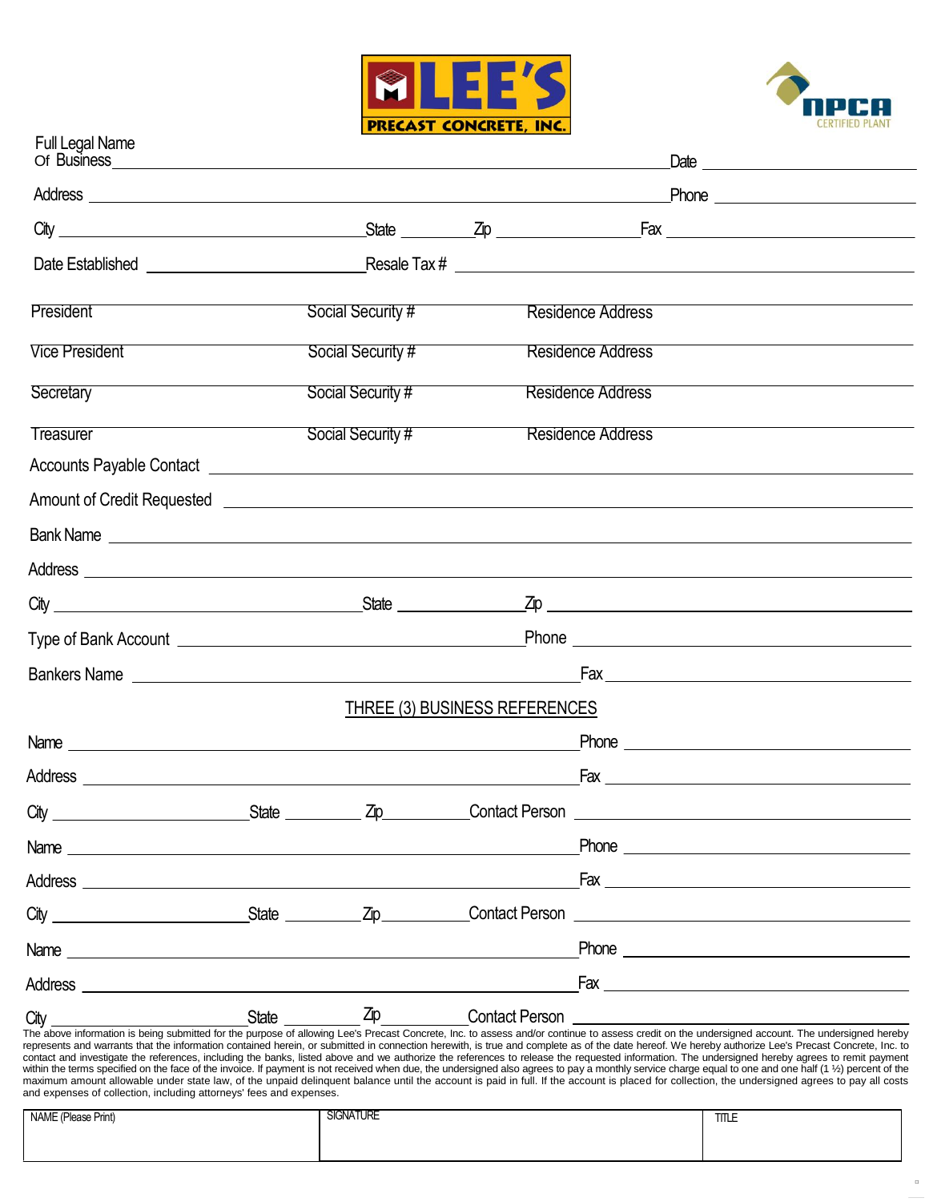# LEE'S PRECAST CONCRETE, INC.

NPCA CERTIFIED PLANT

Full Legal Name Of Business ______________________________ Date ______________

Address ______________________________ Phone ______________

City ______________ State ________ Zip ______________ Fax ______________

Date Established ______________ Resale Tax # ______________

President ______________ Social Security # ______________ Residence Address ______________

Vice President ______________ Social Security # ______________ Residence Address ______________

Secretary ______________ Social Security # ______________ Residence Address ______________

Treasurer ______________ Social Security # ______________ Residence Address ______________

Accounts Payable Contact ______________________________

Amount of Credit Requested ______________________________

Bank Name ______________________________

Address ______________________________

City ______________ State ______________ Zip ______________

Type of Bank Account ______________ Phone ______________

Bankers Name ______________ Fax ______________

## THREE (3) BUSINESS REFERENCES

Name ______________________________ Phone ______________

Address ______________________________ Fax ______________

City ______________ State ________ Zip ________ Contact Person ______________

Name ______________________________ Phone ______________

Address ______________________________ Fax ______________

City ______________ State ________ Zip ________ Contact Person ______________

Name ______________________________ Phone ______________

Address ______________________________ Fax ______________

City ______________ State ________ Zip ________ Contact Person ______________

The above information is being submitted for the purpose of allowing Lee's Precast Concrete, Inc. to assess and/or continue to assess credit on the undersigned account. The undersigned hereby represents and warrants that the information contained herein, or submitted in connection herewith, is true and complete as of the date hereof. We hereby authorize Lee's Precast Concrete, Inc. to contact and investigate the references, including the banks, listed above and we authorize the references to release the requested information. The undersigned hereby agrees to remit payment within the terms specified on the face of the invoice. If payment is not received when due, the undersigned also agrees to pay a monthly service charge equal to one and one half (1 ½) percent of the maximum amount allowable under state law, of the unpaid delinquent balance until the account is paid in full. If the account is placed for collection, the undersigned agrees to pay all costs and expenses of collection, including attorneys' fees and expenses.

| NAME (Please Print) | SIGNATURE | TITLE |
|---|---|---|
| | | |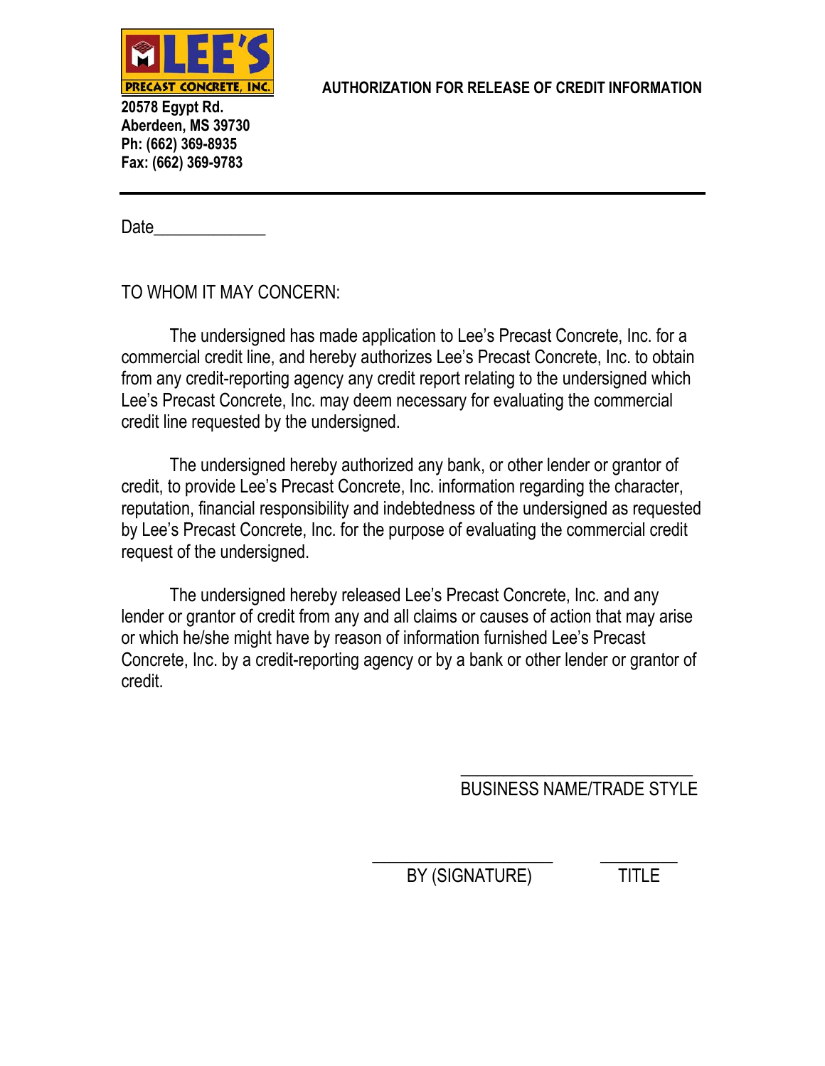**LEE'S PRECAST CONCRETE, INC.**

**20578 Egypt Rd.**
**Aberdeen, MS 39730**
**Ph: (662) 369-8935**
**Fax: (662) 369-9783**

**AUTHORIZATION FOR RELEASE OF CREDIT INFORMATION**

---

Date_____________

TO WHOM IT MAY CONCERN:

The undersigned has made application to Lee's Precast Concrete, Inc. for a commercial credit line, and hereby authorizes Lee's Precast Concrete, Inc. to obtain from any credit-reporting agency any credit report relating to the undersigned which Lee's Precast Concrete, Inc. may deem necessary for evaluating the commercial credit line requested by the undersigned.

The undersigned hereby authorized any bank, or other lender or grantor of credit, to provide Lee's Precast Concrete, Inc. information regarding the character, reputation, financial responsibility and indebtedness of the undersigned as requested by Lee's Precast Concrete, Inc. for the purpose of evaluating the commercial credit request of the undersigned.

The undersigned hereby released Lee's Precast Concrete, Inc. and any lender or grantor of credit from any and all claims or causes of action that may arise or which he/she might have by reason of information furnished Lee's Precast Concrete, Inc. by a credit-reporting agency or by a bank or other lender or grantor of credit.

___________________________
BUSINESS NAME/TRADE STYLE

_____________________ _________
BY (SIGNATURE) TITLE